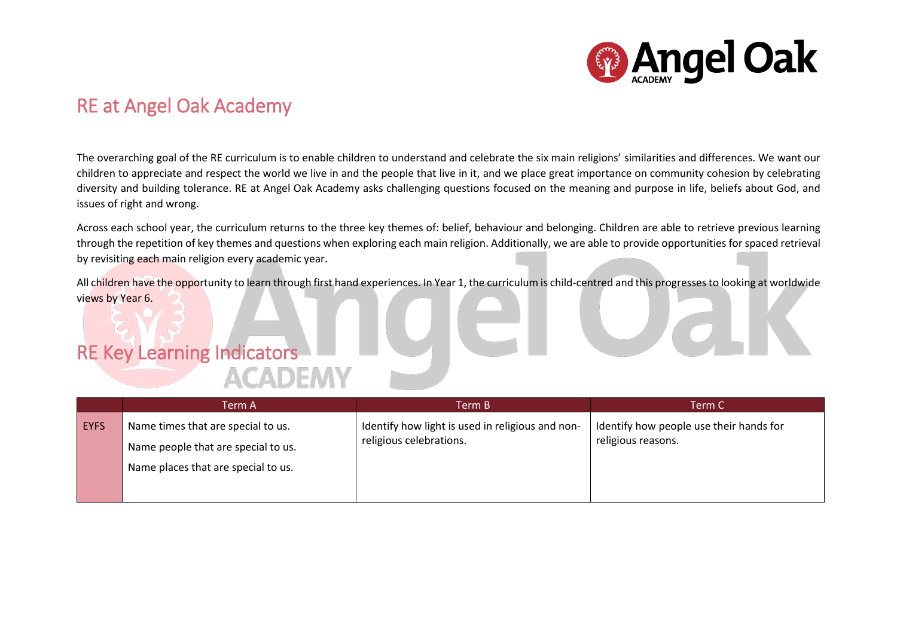# RE at Angel Oak Academy

The overarching goal of the RE curriculum is to enable children to understand and celebrate the six main religions' similarities and differences. We want our children to appreciate and respect the world we live in and the people that live in it, and we place great importance on community cohesion by celebrating diversity and building tolerance. RE at Angel Oak Academy asks challenging questions focused on the meaning and purpose in life, beliefs about God, and issues of right and wrong.

Across each school year, the curriculum returns to the three key themes of: belief, behaviour and belonging. Children are able to retrieve previous learning through the repetition of key themes and questions when exploring each main religion. Additionally, we are able to provide opportunities for spaced retrieval by revisiting each main religion every academic year.

All children have the opportunity to learn through first hand experiences. In Year 1, the curriculum is child-centred and this progresses to looking at worldwide views by Year 6.

# RE Key Learning Indicators

| | Term A | Term B | Term C |
|---|---|---|---|
| EYFS | Name times that are special to us.<br>Name people that are special to us.<br>Name places that are special to us. | Identify how light is used in religious and non-religious celebrations. | Identify how people use their hands for religious reasons. |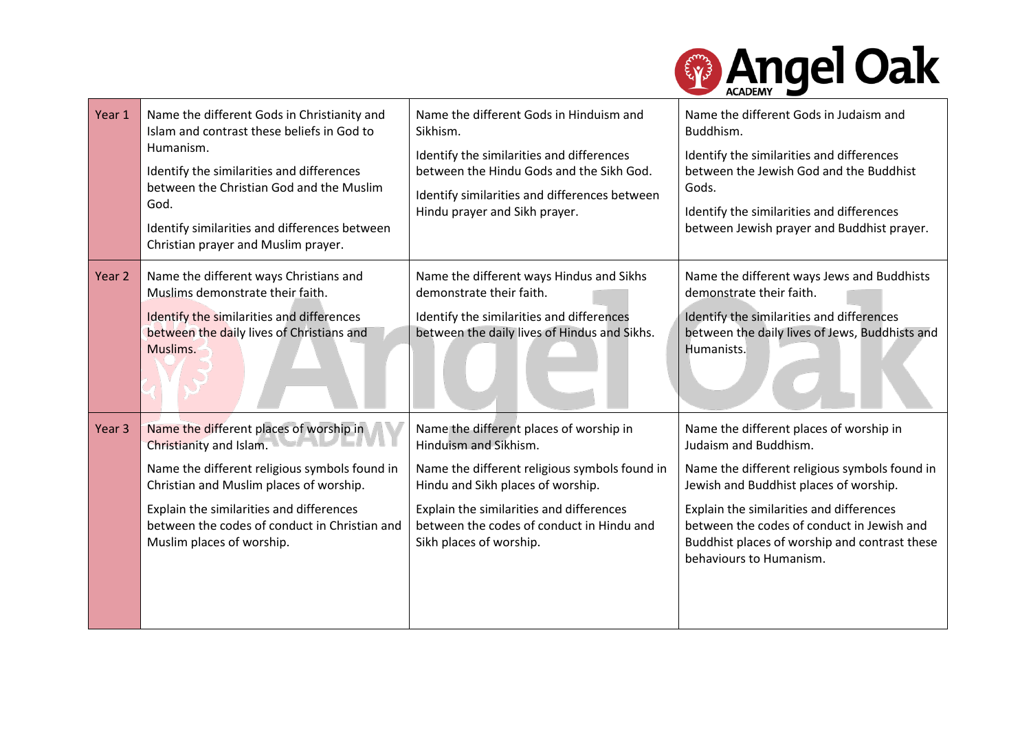| | | | |
|---|---|---|---|
| Year 1 | Name the different Gods in Christianity and Islam and contrast these beliefs in God to Humanism.<br><br>Identify the similarities and differences between the Christian God and the Muslim God.<br><br>Identify similarities and differences between Christian prayer and Muslim prayer. | Name the different Gods in Hinduism and Sikhism.<br><br>Identify the similarities and differences between the Hindu Gods and the Sikh God.<br><br>Identify similarities and differences between Hindu prayer and Sikh prayer. | Name the different Gods in Judaism and Buddhism.<br><br>Identify the similarities and differences between the Jewish God and the Buddhist Gods.<br><br>Identify the similarities and differences between Jewish prayer and Buddhist prayer. |
| Year 2 | Name the different ways Christians and Muslims demonstrate their faith.<br><br>Identify the similarities and differences between the daily lives of Christians and Muslims. | Name the different ways Hindus and Sikhs demonstrate their faith.<br><br>Identify the similarities and differences between the daily lives of Hindus and Sikhs. | Name the different ways Jews and Buddhists demonstrate their faith.<br><br>Identify the similarities and differences between the daily lives of Jews, Buddhists and Humanists. |
| Year 3 | Name the different places of worship in Christianity and Islam.<br><br>Name the different religious symbols found in Christian and Muslim places of worship.<br><br>Explain the similarities and differences between the codes of conduct in Christian and Muslim places of worship. | Name the different places of worship in Hinduism and Sikhism.<br><br>Name the different religious symbols found in Hindu and Sikh places of worship.<br><br>Explain the similarities and differences between the codes of conduct in Hindu and Sikh places of worship. | Name the different places of worship in Judaism and Buddhism.<br><br>Name the different religious symbols found in Jewish and Buddhist places of worship.<br><br>Explain the similarities and differences between the codes of conduct in Jewish and Buddhist places of worship and contrast these behaviours to Humanism. |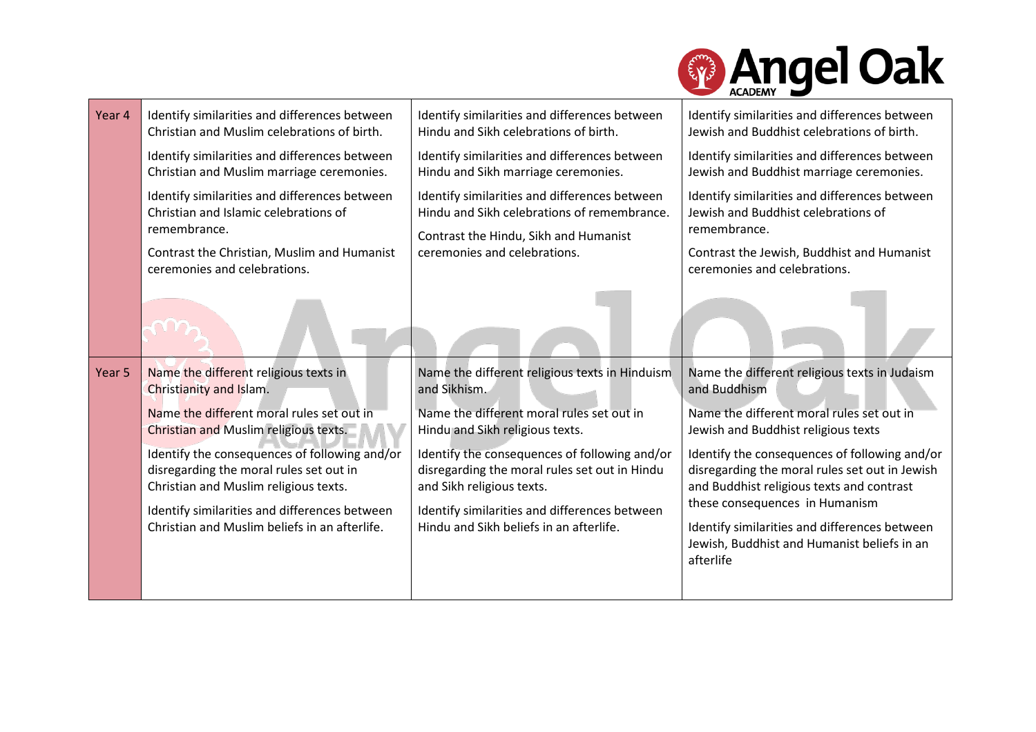| | | | |
|---|---|---|---|
| Year 4 | Identify similarities and differences between Christian and Muslim celebrations of birth.<br><br>Identify similarities and differences between Christian and Muslim marriage ceremonies.<br><br>Identify similarities and differences between Christian and Islamic celebrations of remembrance.<br><br>Contrast the Christian, Muslim and Humanist ceremonies and celebrations. | Identify similarities and differences between Hindu and Sikh celebrations of birth.<br><br>Identify similarities and differences between Hindu and Sikh marriage ceremonies.<br><br>Identify similarities and differences between Hindu and Sikh celebrations of remembrance.<br><br>Contrast the Hindu, Sikh and Humanist ceremonies and celebrations. | Identify similarities and differences between Jewish and Buddhist celebrations of birth.<br><br>Identify similarities and differences between Jewish and Buddhist marriage ceremonies.<br><br>Identify similarities and differences between Jewish and Buddhist celebrations of remembrance.<br><br>Contrast the Jewish, Buddhist and Humanist ceremonies and celebrations. |
| Year 5 | Name the different religious texts in Christianity and Islam.<br><br>Name the different moral rules set out in Christian and Muslim religious texts.<br><br>Identify the consequences of following and/or disregarding the moral rules set out in Christian and Muslim religious texts.<br><br>Identify similarities and differences between Christian and Muslim beliefs in an afterlife. | Name the different religious texts in Hinduism and Sikhism.<br><br>Name the different moral rules set out in Hindu and Sikh religious texts.<br><br>Identify the consequences of following and/or disregarding the moral rules set out in Hindu and Sikh religious texts.<br><br>Identify similarities and differences between Hindu and Sikh beliefs in an afterlife. | Name the different religious texts in Judaism and Buddhism<br><br>Name the different moral rules set out in Jewish and Buddhist religious texts<br><br>Identify the consequences of following and/or disregarding the moral rules set out in Jewish and Buddhist religious texts and contrast these consequences in Humanism<br><br>Identify similarities and differences between Jewish, Buddhist and Humanist beliefs in an afterlife |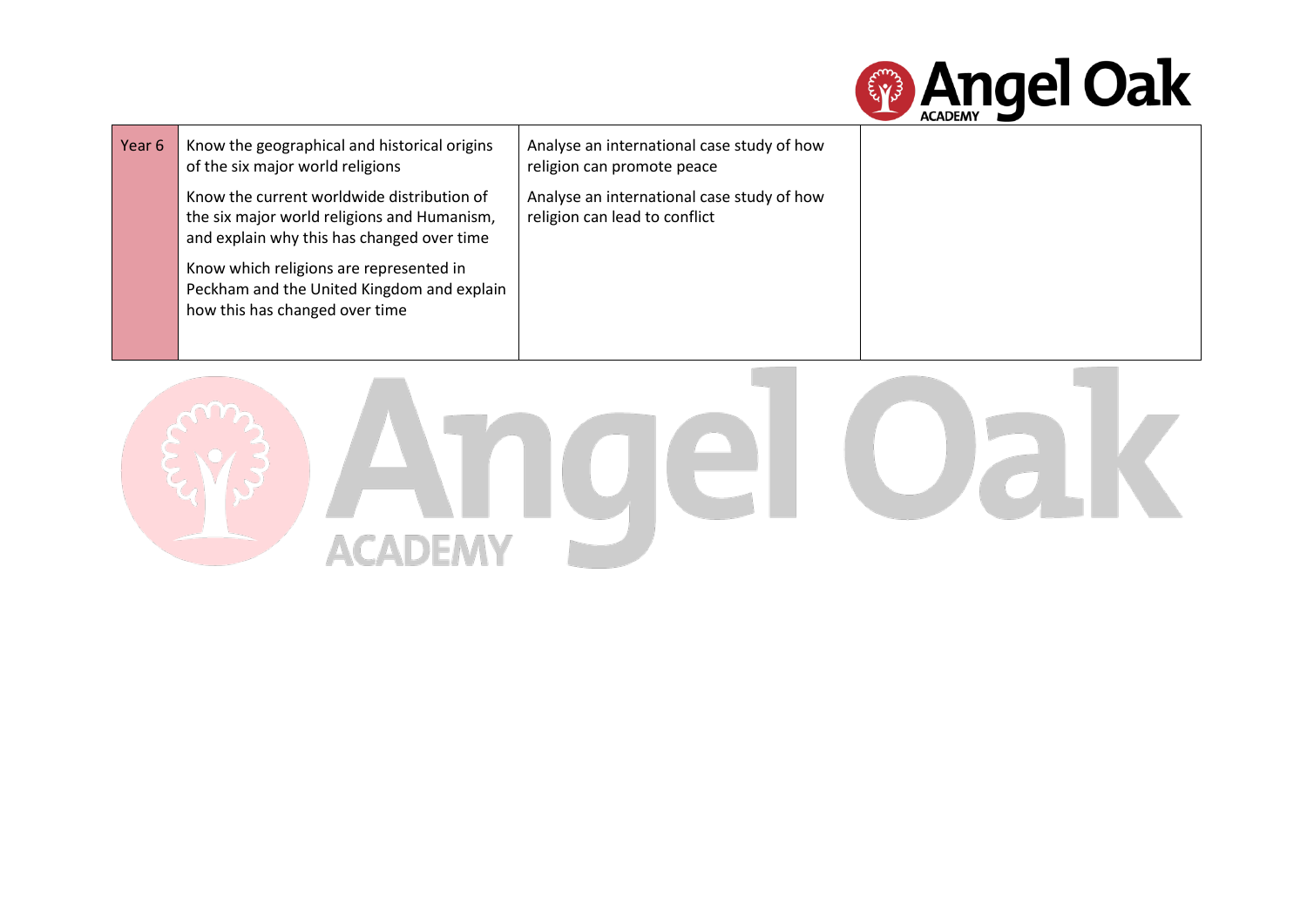| | | | |
|---|---|---|---|
| Year 6 | Know the geographical and historical origins of the six major world religions<br><br>Know the current worldwide distribution of the six major world religions and Humanism, and explain why this has changed over time<br><br>Know which religions are represented in Peckham and the United Kingdom and explain how this has changed over time | Analyse an international case study of how religion can promote peace<br><br>Analyse an international case study of how religion can lead to conflict | |